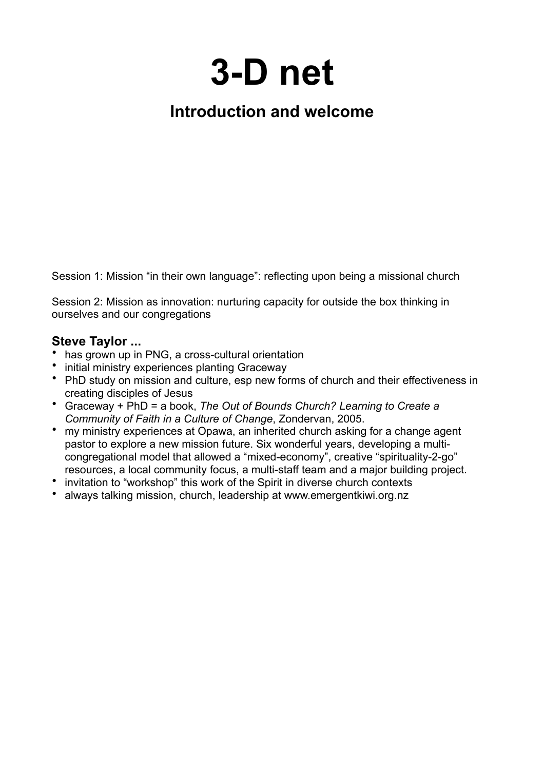# 3-D net

## Introduction and welcome

Session 1: Mission “in their own language”: reflecting upon being a missional church

Session 2: Mission as innovation: nurturing capacity for outside the box thinking in ourselves and our congregations

### Steve Taylor ...

- has grown up in PNG, a cross-cultural orientation
- initial ministry experiences planting Graceway
- PhD study on mission and culture, esp new forms of church and their effectiveness in creating disciples of Jesus
- Graceway + PhD = a book, *The Out of Bounds Church? Learning to Create a Community of Faith in a Culture of Change*, Zondervan, 2005.
- my ministry experiences at Opawa, an inherited church asking for a change agent pastor to explore a new mission future. Six wonderful years, developing a multi-congregational model that allowed a “mixed-economy”, creative “spirituality-2-go” resources, a local community focus, a multi-staff team and a major building project.
- invitation to “workshop” this work of the Spirit in diverse church contexts
- always talking mission, church, leadership at www.emergentkiwi.org.nz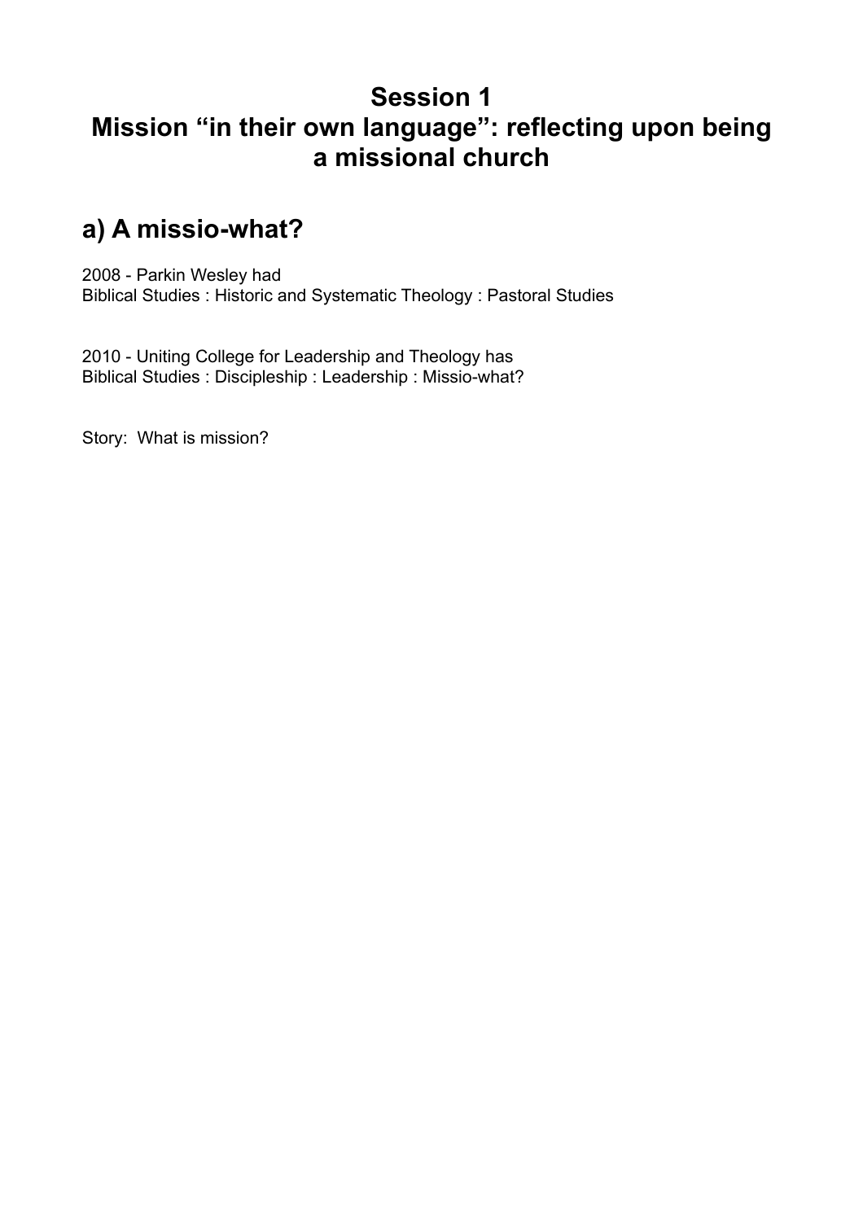# Session 1
# Mission "in their own language": reflecting upon being a missional church

## a) A missio-what?

2008 - Parkin Wesley had
Biblical Studies : Historic and Systematic Theology : Pastoral Studies

2010 - Uniting College for Leadership and Theology has
Biblical Studies : Discipleship : Leadership : Missio-what?

Story: What is mission?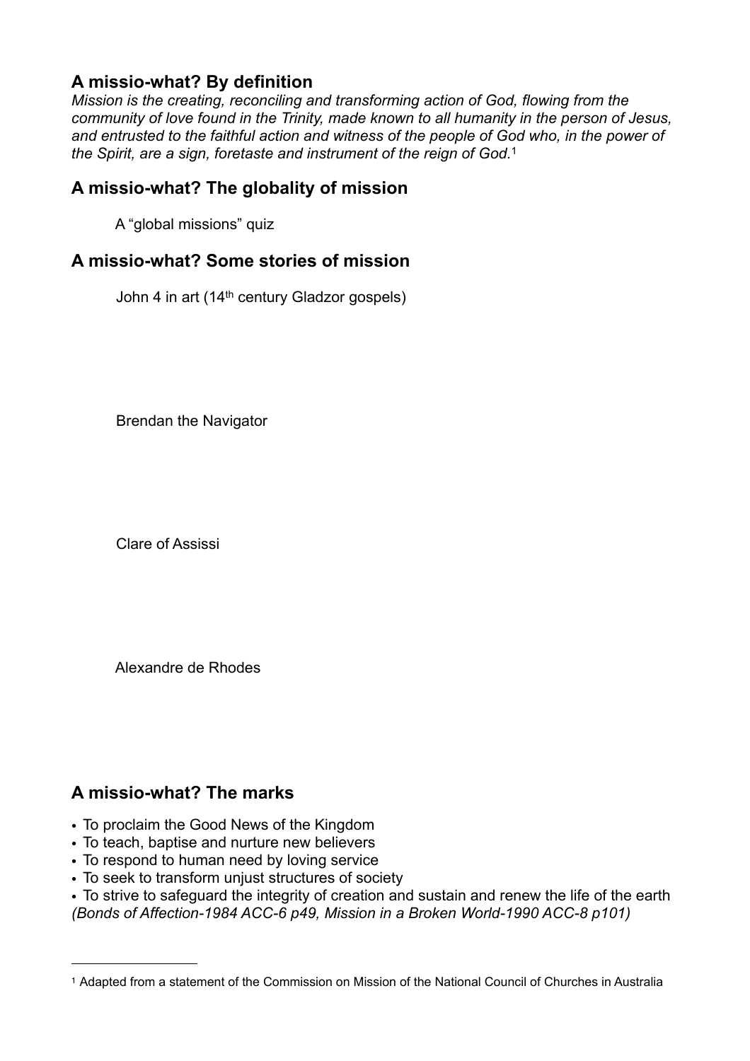## A missio-what? By definition

*Mission is the creating, reconciling and transforming action of God, flowing from the community of love found in the Trinity, made known to all humanity in the person of Jesus, and entrusted to the faithful action and witness of the people of God who, in the power of the Spirit, are a sign, foretaste and instrument of the reign of God.*[1]

## A missio-what? The globality of mission

A "global missions" quiz

## A missio-what? Some stories of mission

John 4 in art (14th century Gladzor gospels)

Brendan the Navigator

Clare of Assissi

Alexandre de Rhodes

## A missio-what? The marks

- To proclaim the Good News of the Kingdom
- To teach, baptise and nurture new believers
- To respond to human need by loving service
- To seek to transform unjust structures of society
- To strive to safeguard the integrity of creation and sustain and renew the life of the earth

*(Bonds of Affection-1984 ACC-6 p49, Mission in a Broken World-1990 ACC-8 p101)*

---

[1] Adapted from a statement of the Commission on Mission of the National Council of Churches in Australia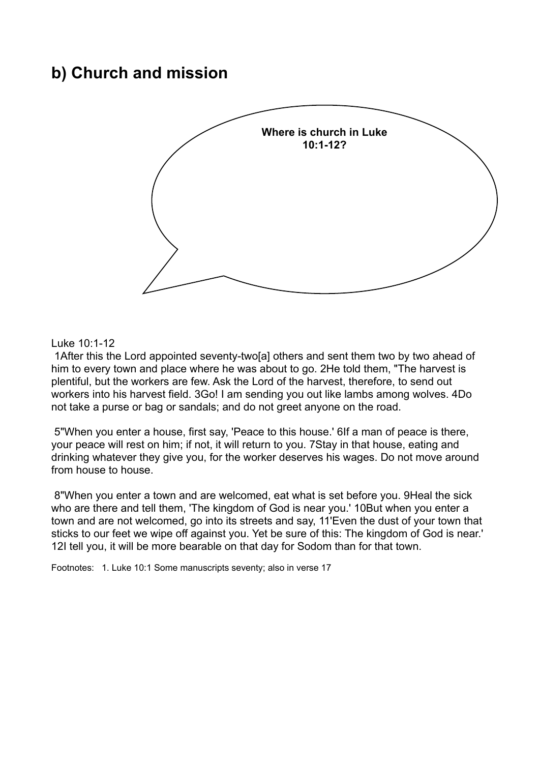## b) Church and mission

**Where is church in Luke 10:1-12?**

Luke 10:1-12

1After this the Lord appointed seventy-two[a] others and sent them two by two ahead of him to every town and place where he was about to go. 2He told them, "The harvest is plentiful, but the workers are few. Ask the Lord of the harvest, therefore, to send out workers into his harvest field. 3Go! I am sending you out like lambs among wolves. 4Do not take a purse or bag or sandals; and do not greet anyone on the road.

5"When you enter a house, first say, 'Peace to this house.' 6If a man of peace is there, your peace will rest on him; if not, it will return to you. 7Stay in that house, eating and drinking whatever they give you, for the worker deserves his wages. Do not move around from house to house.

8"When you enter a town and are welcomed, eat what is set before you. 9Heal the sick who are there and tell them, 'The kingdom of God is near you.' 10But when you enter a town and are not welcomed, go into its streets and say, 11'Even the dust of your town that sticks to our feet we wipe off against you. Yet be sure of this: The kingdom of God is near.' 12I tell you, it will be more bearable on that day for Sodom than for that town.

Footnotes: 1. Luke 10:1 Some manuscripts seventy; also in verse 17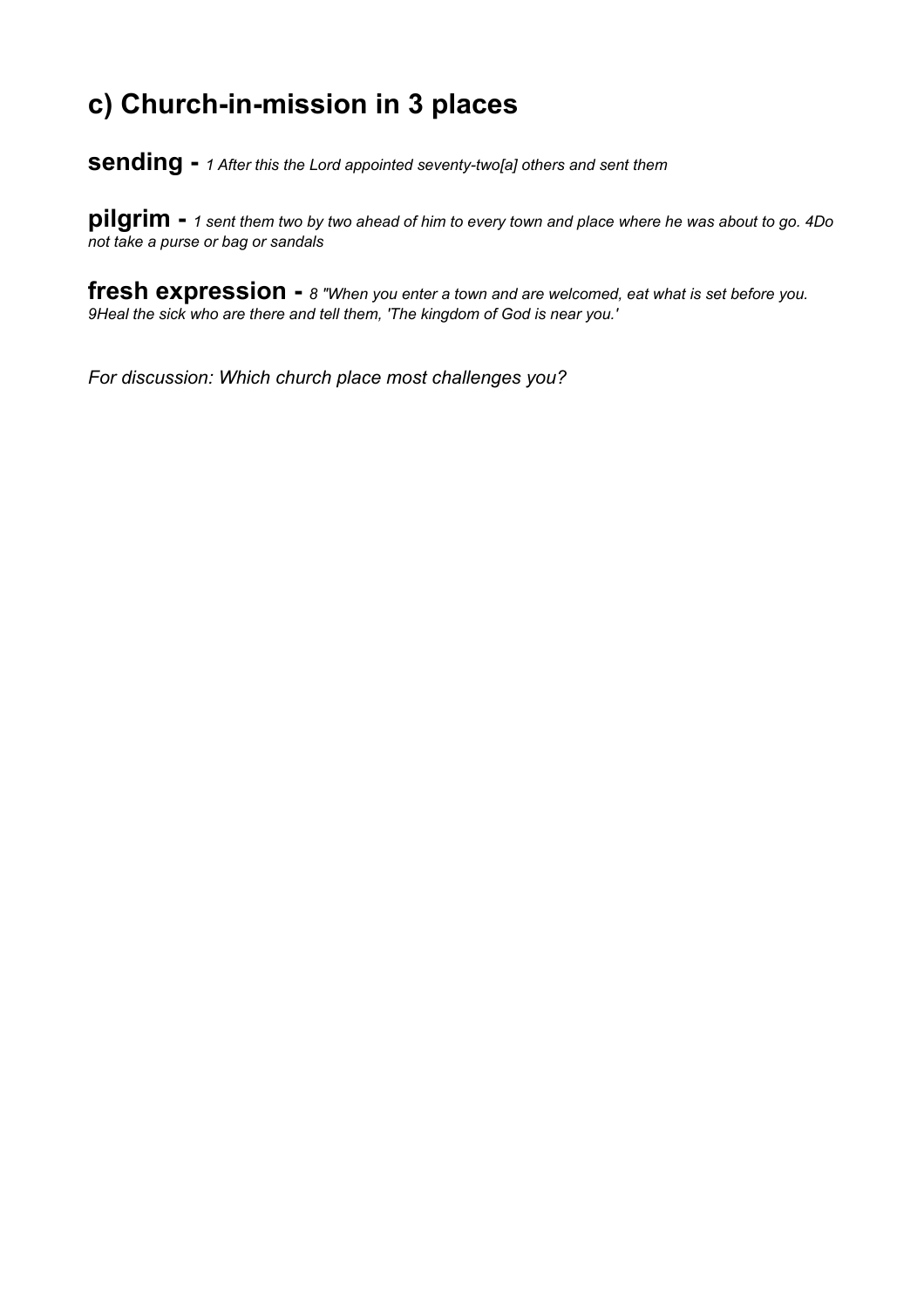## c) Church-in-mission in 3 places

**sending -** *1 After this the Lord appointed seventy-two[a] others and sent them*

**pilgrim -** *1 sent them two by two ahead of him to every town and place where he was about to go. 4Do not take a purse or bag or sandals*

**fresh expression -** *8 "When you enter a town and are welcomed, eat what is set before you. 9Heal the sick who are there and tell them, 'The kingdom of God is near you.'*

*For discussion: Which church place most challenges you?*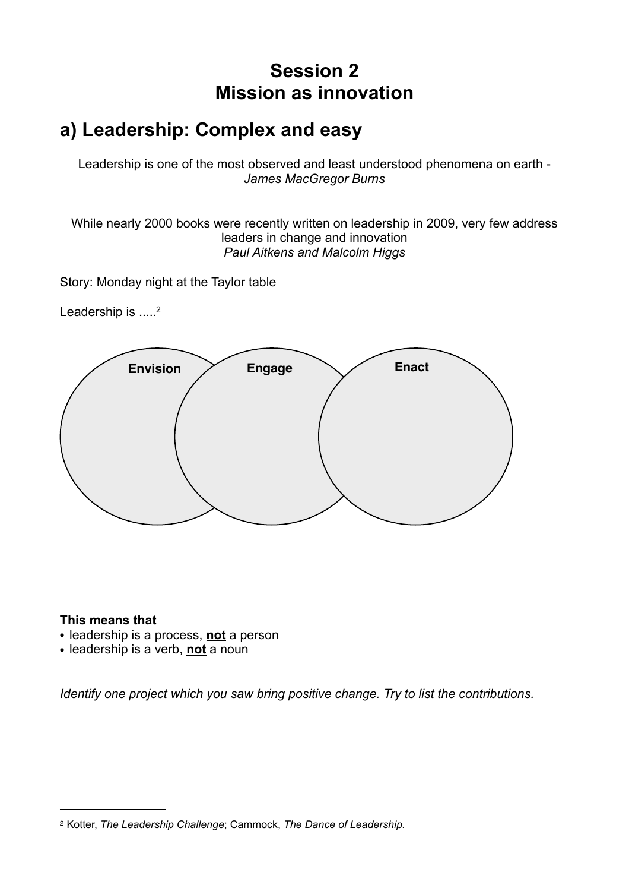# Session 2
# Mission as innovation

## a) Leadership: Complex and easy

Leadership is one of the most observed and least understood phenomena on earth - *James MacGregor Burns*

While nearly 2000 books were recently written on leadership in 2009, very few address leaders in change and innovation
*Paul Aitkens and Malcolm Higgs*

Story: Monday night at the Taylor table

Leadership is .....[2]

**Envision** **Engage** **Enact**

**This means that**

- leadership is a process, **not** a person
- leadership is a verb, **not** a noun

*Identify one project which you saw bring positive change. Try to list the contributions.*

---

[2] Kotter, *The Leadership Challenge*; Cammock, *The Dance of Leadership.*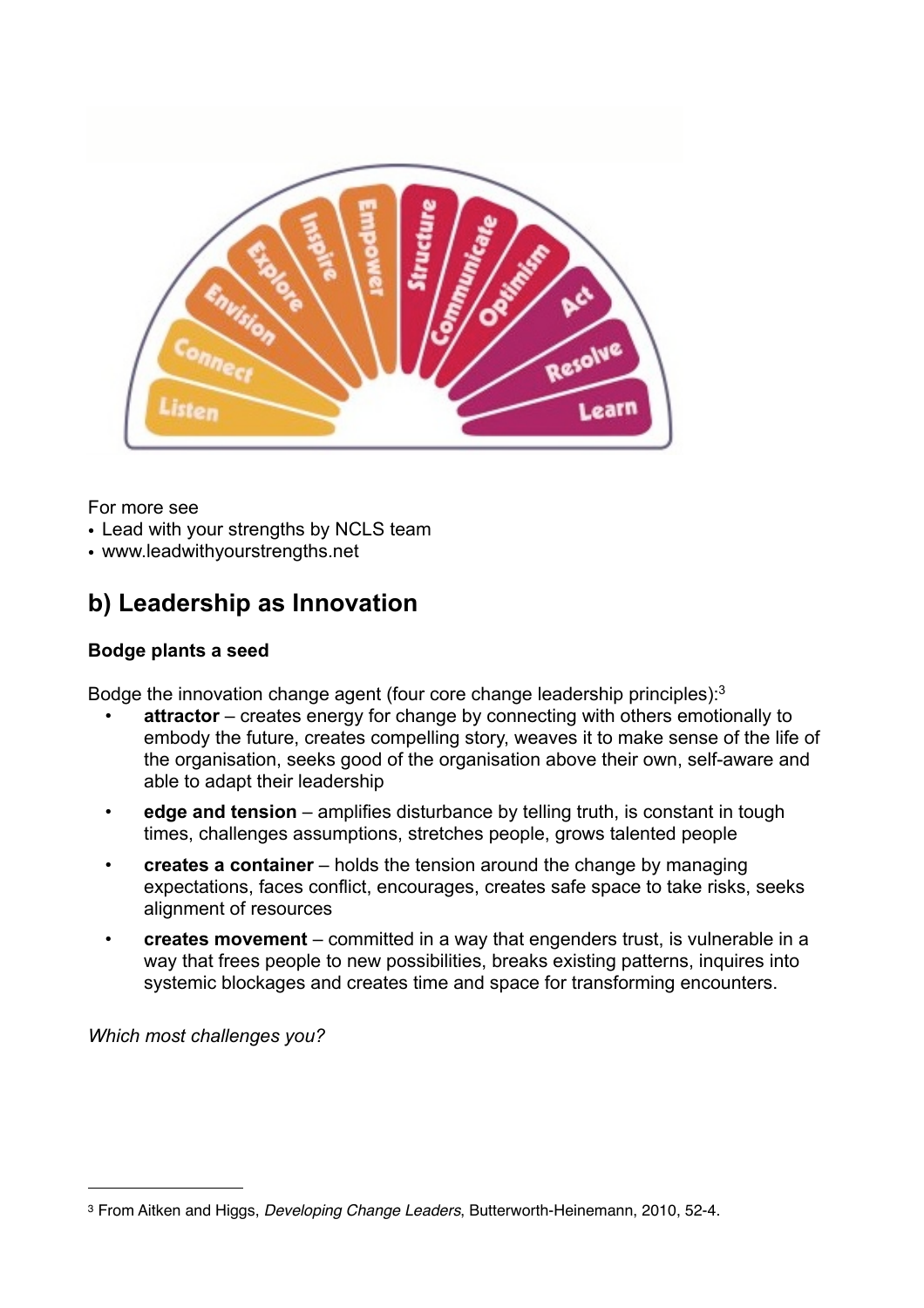For more see

- Lead with your strengths by NCLS team
- www.leadwithyourstrengths.net

## b) Leadership as Innovation

**Bodge plants a seed**

Bodge the innovation change agent (four core change leadership principles):[3]

- **attractor** – creates energy for change by connecting with others emotionally to embody the future, creates compelling story, weaves it to make sense of the life of the organisation, seeks good of the organisation above their own, self-aware and able to adapt their leadership
- **edge and tension** – amplifies disturbance by telling truth, is constant in tough times, challenges assumptions, stretches people, grows talented people
- **creates a container** – holds the tension around the change by managing expectations, faces conflict, encourages, creates safe space to take risks, seeks alignment of resources
- **creates movement** – committed in a way that engenders trust, is vulnerable in a way that frees people to new possibilities, breaks existing patterns, inquires into systemic blockages and creates time and space for transforming encounters.

*Which most challenges you?*

[3] From Aitken and Higgs, *Developing Change Leaders*, Butterworth-Heinemann, 2010, 52-4.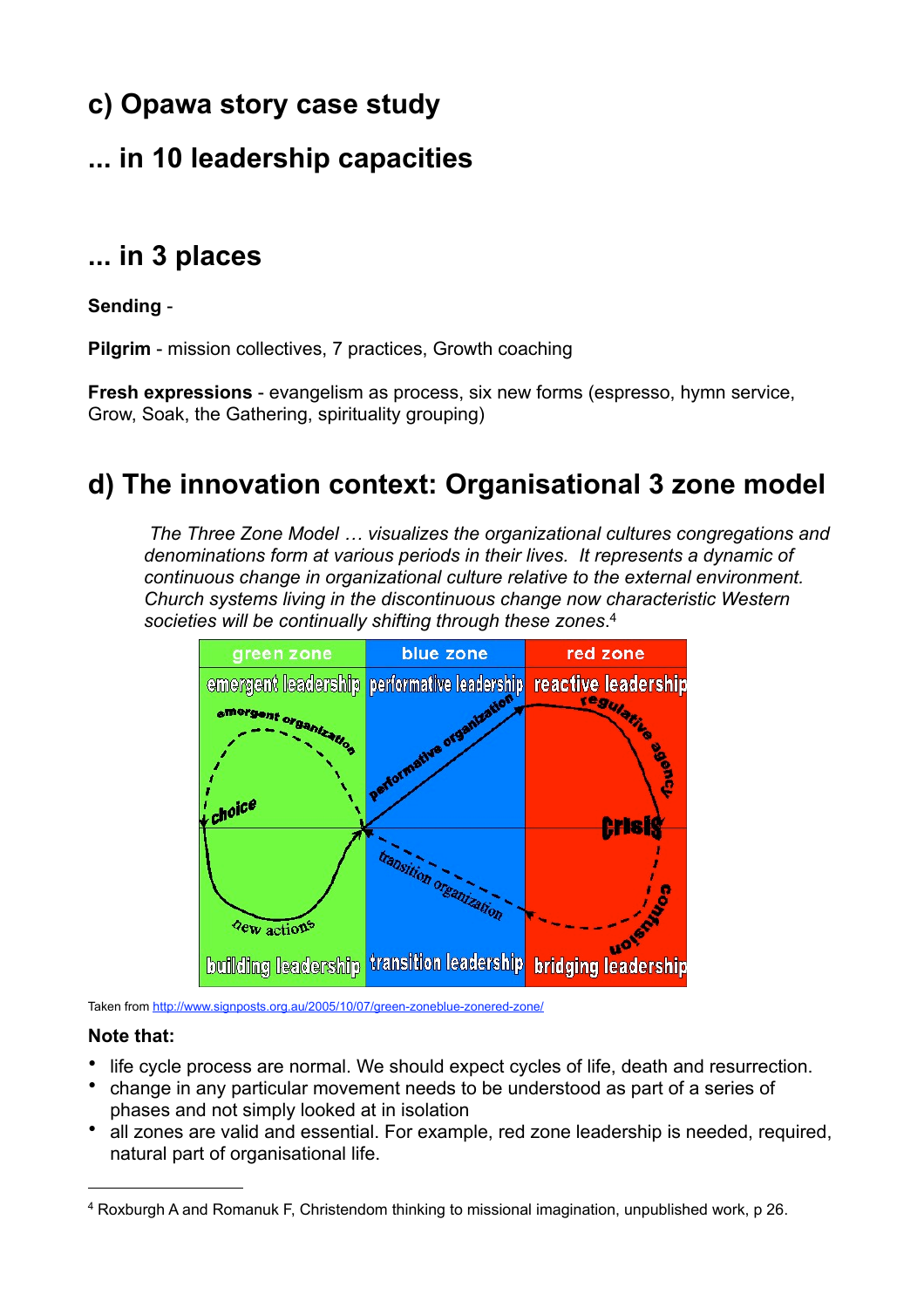## c) Opawa story case study

## ... in 10 leadership capacities

## ... in 3 places

**Sending** -

**Pilgrim** - mission collectives, 7 practices, Growth coaching

**Fresh expressions** - evangelism as process, six new forms (espresso, hymn service, Grow, Soak, the Gathering, spirituality grouping)

## d) The innovation context: Organisational 3 zone model

> *The Three Zone Model … visualizes the organizational cultures congregations and denominations form at various periods in their lives. It represents a dynamic of continuous change in organizational culture relative to the external environment. Church systems living in the discontinuous change now characteristic Western societies will be continually shifting through these zones.*[4]

Taken from http://www.signposts.org.au/2005/10/07/green-zoneblue-zonered-zone/

**Note that:**

- life cycle process are normal. We should expect cycles of life, death and resurrection.
- change in any particular movement needs to be understood as part of a series of phases and not simply looked at in isolation
- all zones are valid and essential. For example, red zone leadership is needed, required, natural part of organisational life.

---

[4] Roxburgh A and Romanuk F, Christendom thinking to missional imagination, unpublished work, p 26.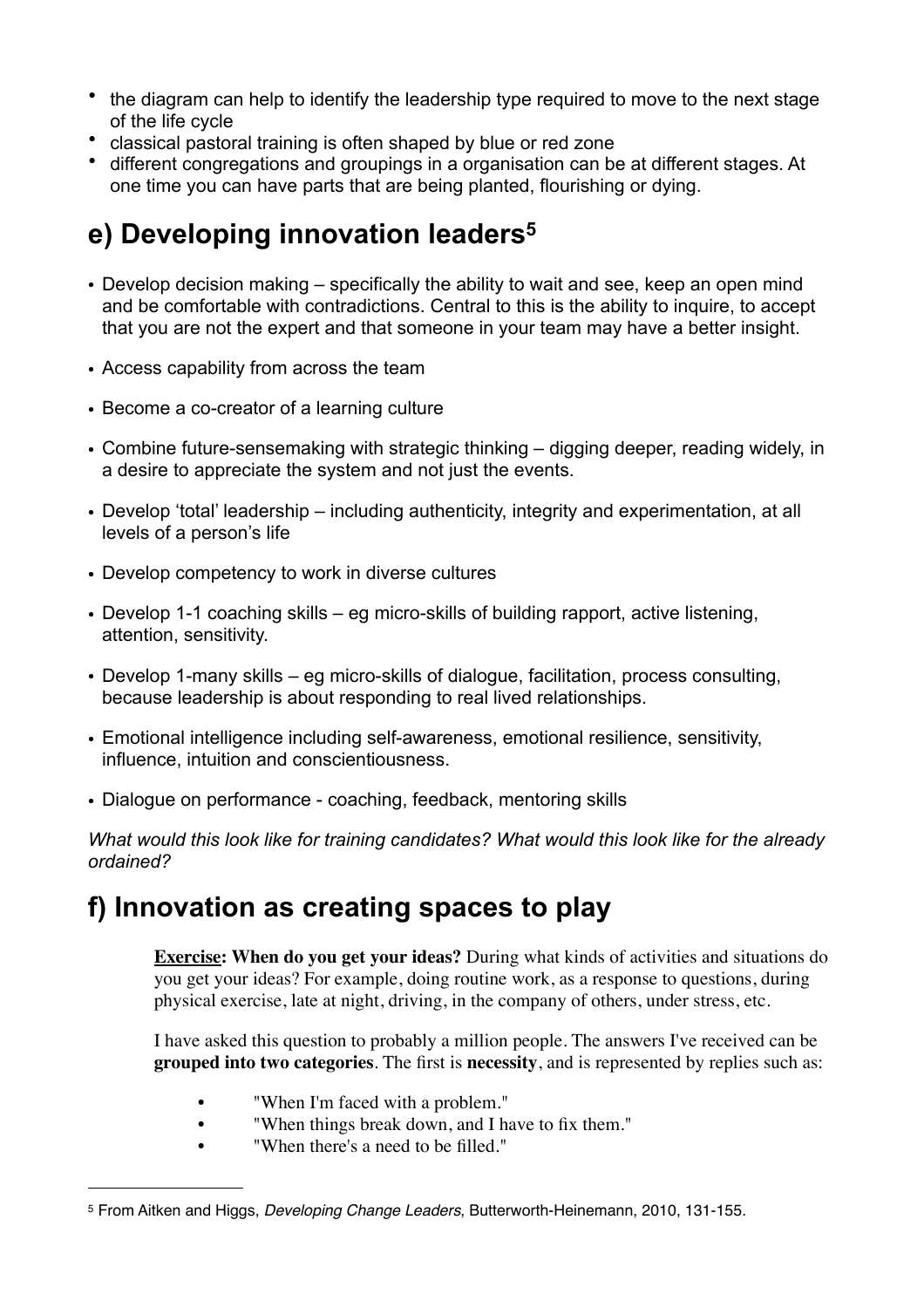- the diagram can help to identify the leadership type required to move to the next stage of the life cycle
- classical pastoral training is often shaped by blue or red zone
- different congregations and groupings in a organisation can be at different stages. At one time you can have parts that are being planted, flourishing or dying.

## e) Developing innovation leaders[5]

- Develop decision making – specifically the ability to wait and see, keep an open mind and be comfortable with contradictions. Central to this is the ability to inquire, to accept that you are not the expert and that someone in your team may have a better insight.
- Access capability from across the team
- Become a co-creator of a learning culture
- Combine future-sensemaking with strategic thinking – digging deeper, reading widely, in a desire to appreciate the system and not just the events.
- Develop 'total' leadership – including authenticity, integrity and experimentation, at all levels of a person's life
- Develop competency to work in diverse cultures
- Develop 1-1 coaching skills – eg micro-skills of building rapport, active listening, attention, sensitivity.
- Develop 1-many skills – eg micro-skills of dialogue, facilitation, process consulting, because leadership is about responding to real lived relationships.
- Emotional intelligence including self-awareness, emotional resilience, sensitivity, influence, intuition and conscientiousness.
- Dialogue on performance - coaching, feedback, mentoring skills

*What would this look like for training candidates? What would this look like for the already ordained?*

## f) Innovation as creating spaces to play

> **Exercise: When do you get your ideas?** During what kinds of activities and situations do you get your ideas? For example, doing routine work, as a response to questions, during physical exercise, late at night, driving, in the company of others, under stress, etc.
>
> I have asked this question to probably a million people. The answers I've received can be **grouped into two categories**. The first is **necessity**, and is represented by replies such as:
>
> - "When I'm faced with a problem."
> - "When things break down, and I have to fix them."
> - "When there's a need to be filled."

[5] From Aitken and Higgs, *Developing Change Leaders*, Butterworth-Heinemann, 2010, 131-155.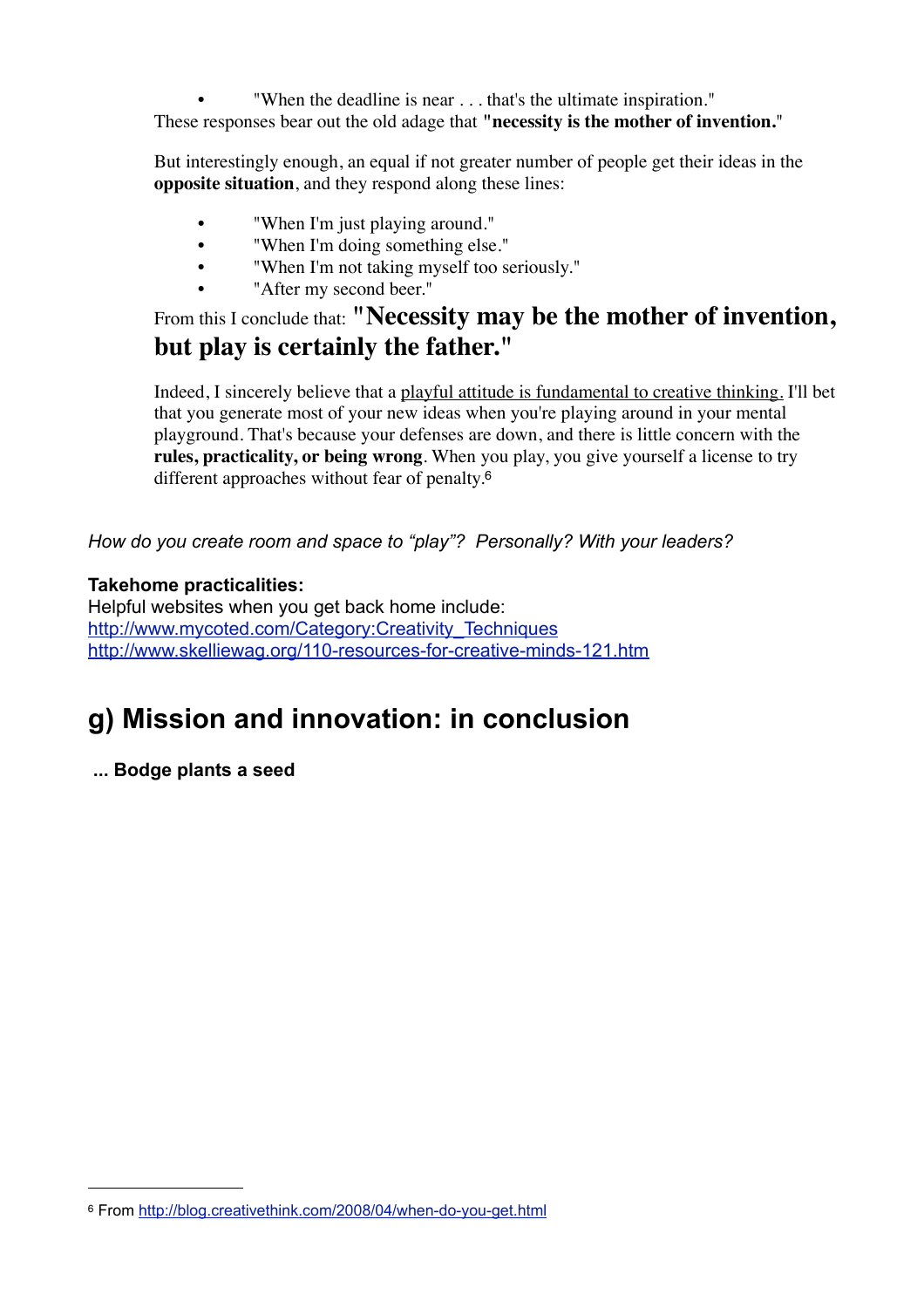- "When the deadline is near . . . that's the ultimate inspiration."

These responses bear out the old adage that "**necessity is the mother of invention.**"

But interestingly enough, an equal if not greater number of people get their ideas in the **opposite situation**, and they respond along these lines:

- "When I'm just playing around."
- "When I'm doing something else."
- "When I'm not taking myself too seriously."
- "After my second beer."

From this I conclude that: **"Necessity may be the mother of invention, but play is certainly the father."**

Indeed, I sincerely believe that a playful attitude is fundamental to creative thinking. I'll bet that you generate most of your new ideas when you're playing around in your mental playground. That's because your defenses are down, and there is little concern with the **rules, practicality, or being wrong**. When you play, you give yourself a license to try different approaches without fear of penalty.[6]

*How do you create room and space to "play"? Personally? With your leaders?*

**Takehome practicalities:**
Helpful websites when you get back home include:
http://www.mycoted.com/Category:Creativity_Techniques
http://www.skelliewag.org/110-resources-for-creative-minds-121.htm

## g) Mission and innovation: in conclusion

**... Bodge plants a seed**

[6] From http://blog.creativethink.com/2008/04/when-do-you-get.html